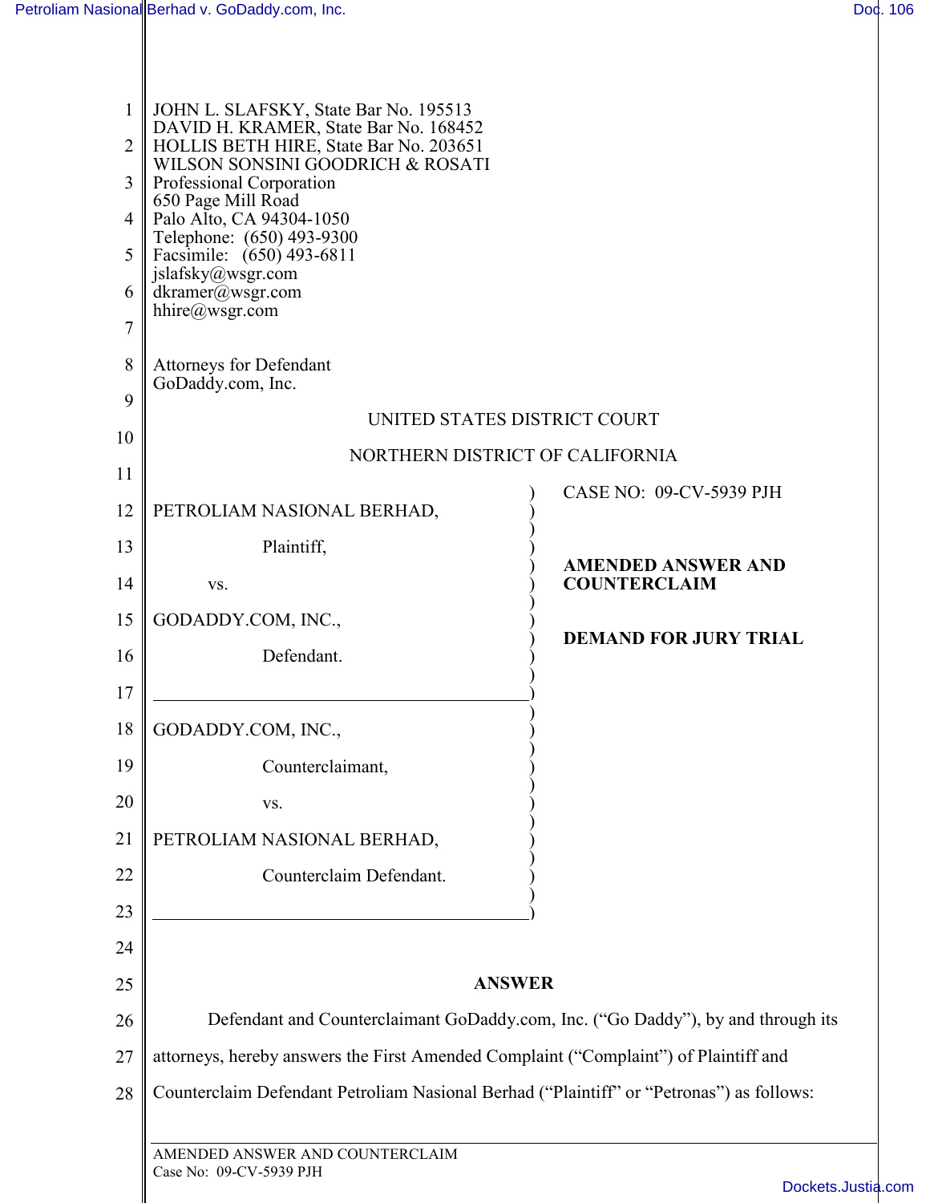JOHN L. SLAFSKY, State Bar No. 195513
DAVID H. KRAMER, State Bar No. 168452
HOLLIS BETH HIRE, State Bar No. 203651
WILSON SONSINI GOODRICH & ROSATI
Professional Corporation
650 Page Mill Road
Palo Alto, CA 94304-1050
Telephone: (650) 493-9300
Facsimile: (650) 493-6811
jslafsky@wsgr.com
dkramer@wsgr.com
hhire@wsgr.com

Attorneys for Defendant
GoDaddy.com, Inc.

UNITED STATES DISTRICT COURT

NORTHERN DISTRICT OF CALIFORNIA

| | |
|---|---|
| PETROLIAM NASIONAL BERHAD,<br><br>Plaintiff,<br><br>vs.<br><br>GODADDY.COM, INC.,<br><br>Defendant. | CASE NO: 09-CV-5939 PJH<br><br>**AMENDED ANSWER AND COUNTERCLAIM**<br><br>**DEMAND FOR JURY TRIAL** |
| GODADDY.COM, INC.,<br><br>Counterclaimant,<br><br>vs.<br><br>PETROLIAM NASIONAL BERHAD,<br><br>Counterclaim Defendant. | |

**ANSWER**

Defendant and Counterclaimant GoDaddy.com, Inc. ("Go Daddy"), by and through its attorneys, hereby answers the First Amended Complaint ("Complaint") of Plaintiff and Counterclaim Defendant Petroliam Nasional Berhad ("Plaintiff" or "Petronas") as follows: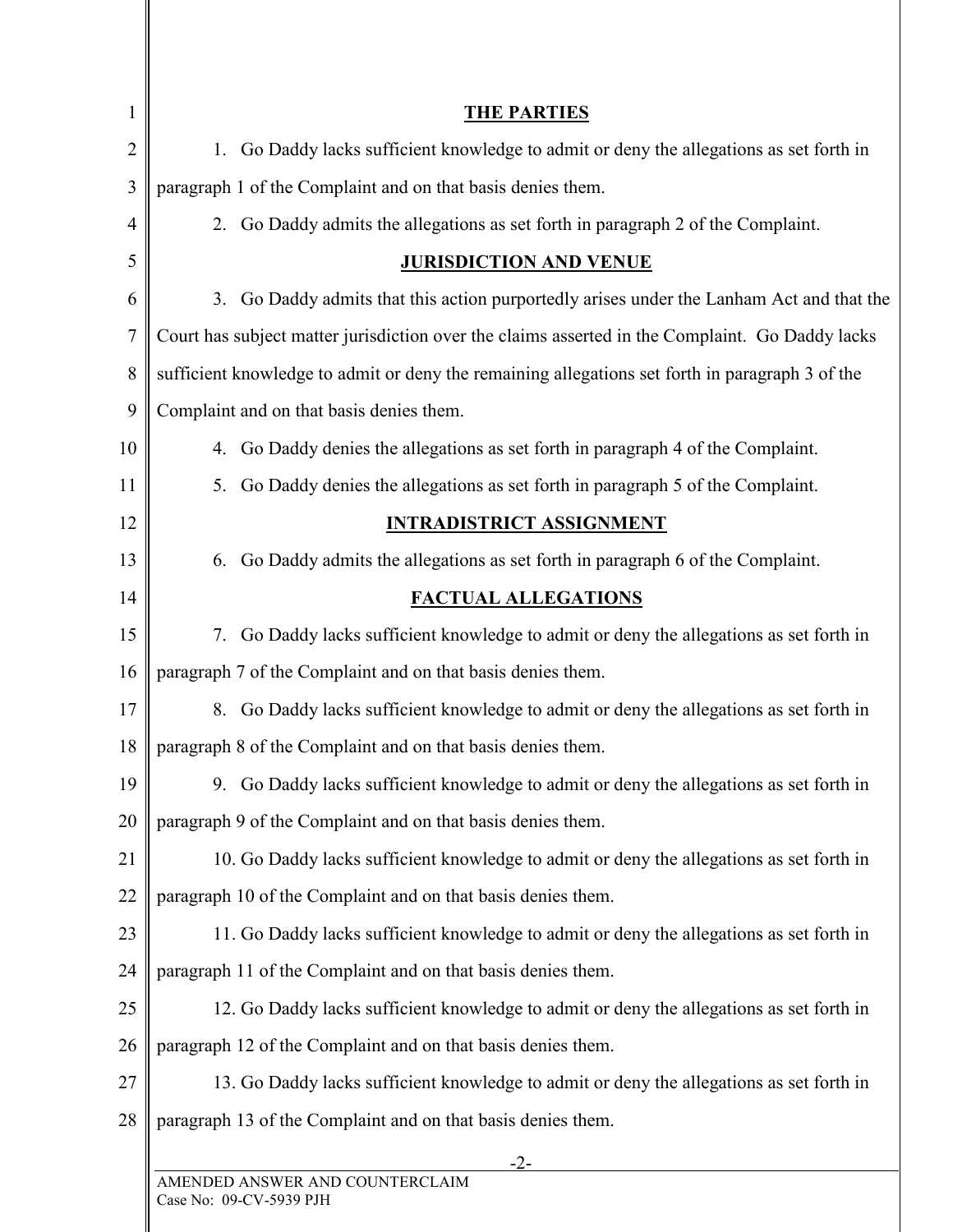## THE PARTIES

1. Go Daddy lacks sufficient knowledge to admit or deny the allegations as set forth in paragraph 1 of the Complaint and on that basis denies them.

2. Go Daddy admits the allegations as set forth in paragraph 2 of the Complaint.

## JURISDICTION AND VENUE

3. Go Daddy admits that this action purportedly arises under the Lanham Act and that the Court has subject matter jurisdiction over the claims asserted in the Complaint. Go Daddy lacks sufficient knowledge to admit or deny the remaining allegations set forth in paragraph 3 of the Complaint and on that basis denies them.

4. Go Daddy denies the allegations as set forth in paragraph 4 of the Complaint.

5. Go Daddy denies the allegations as set forth in paragraph 5 of the Complaint.

## INTRADISTRICT ASSIGNMENT

6. Go Daddy admits the allegations as set forth in paragraph 6 of the Complaint.

## FACTUAL ALLEGATIONS

7. Go Daddy lacks sufficient knowledge to admit or deny the allegations as set forth in paragraph 7 of the Complaint and on that basis denies them.

8. Go Daddy lacks sufficient knowledge to admit or deny the allegations as set forth in paragraph 8 of the Complaint and on that basis denies them.

9. Go Daddy lacks sufficient knowledge to admit or deny the allegations as set forth in paragraph 9 of the Complaint and on that basis denies them.

10. Go Daddy lacks sufficient knowledge to admit or deny the allegations as set forth in paragraph 10 of the Complaint and on that basis denies them.

11. Go Daddy lacks sufficient knowledge to admit or deny the allegations as set forth in paragraph 11 of the Complaint and on that basis denies them.

12. Go Daddy lacks sufficient knowledge to admit or deny the allegations as set forth in paragraph 12 of the Complaint and on that basis denies them.

13. Go Daddy lacks sufficient knowledge to admit or deny the allegations as set forth in paragraph 13 of the Complaint and on that basis denies them.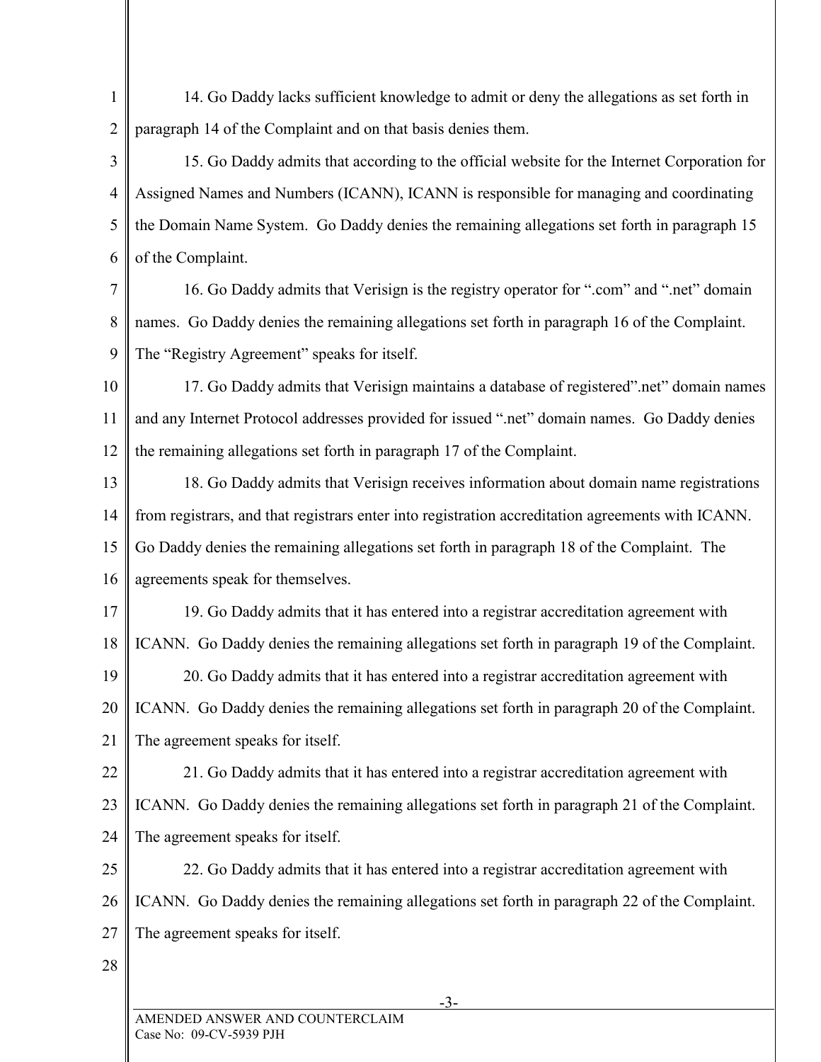14. Go Daddy lacks sufficient knowledge to admit or deny the allegations as set forth in paragraph 14 of the Complaint and on that basis denies them.

15. Go Daddy admits that according to the official website for the Internet Corporation for Assigned Names and Numbers (ICANN), ICANN is responsible for managing and coordinating the Domain Name System. Go Daddy denies the remaining allegations set forth in paragraph 15 of the Complaint.

16. Go Daddy admits that Verisign is the registry operator for ".com" and ".net" domain names. Go Daddy denies the remaining allegations set forth in paragraph 16 of the Complaint. The "Registry Agreement" speaks for itself.

17. Go Daddy admits that Verisign maintains a database of registered".net" domain names and any Internet Protocol addresses provided for issued ".net" domain names. Go Daddy denies the remaining allegations set forth in paragraph 17 of the Complaint.

18. Go Daddy admits that Verisign receives information about domain name registrations from registrars, and that registrars enter into registration accreditation agreements with ICANN. Go Daddy denies the remaining allegations set forth in paragraph 18 of the Complaint. The agreements speak for themselves.

19. Go Daddy admits that it has entered into a registrar accreditation agreement with ICANN. Go Daddy denies the remaining allegations set forth in paragraph 19 of the Complaint.

20. Go Daddy admits that it has entered into a registrar accreditation agreement with ICANN. Go Daddy denies the remaining allegations set forth in paragraph 20 of the Complaint. The agreement speaks for itself.

21. Go Daddy admits that it has entered into a registrar accreditation agreement with ICANN. Go Daddy denies the remaining allegations set forth in paragraph 21 of the Complaint. The agreement speaks for itself.

22. Go Daddy admits that it has entered into a registrar accreditation agreement with ICANN. Go Daddy denies the remaining allegations set forth in paragraph 22 of the Complaint. The agreement speaks for itself.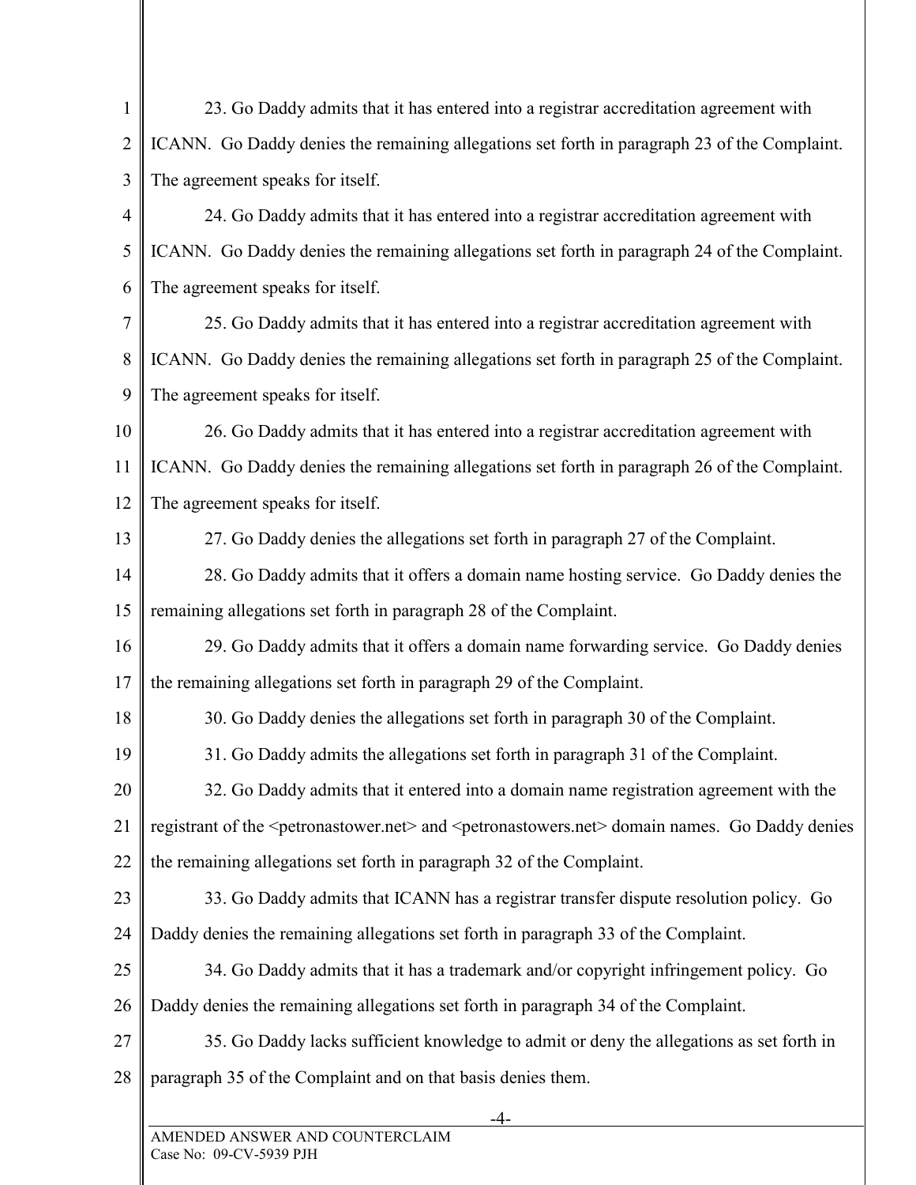23. Go Daddy admits that it has entered into a registrar accreditation agreement with ICANN. Go Daddy denies the remaining allegations set forth in paragraph 23 of the Complaint. The agreement speaks for itself.

24. Go Daddy admits that it has entered into a registrar accreditation agreement with ICANN. Go Daddy denies the remaining allegations set forth in paragraph 24 of the Complaint. The agreement speaks for itself.

25. Go Daddy admits that it has entered into a registrar accreditation agreement with ICANN. Go Daddy denies the remaining allegations set forth in paragraph 25 of the Complaint. The agreement speaks for itself.

26. Go Daddy admits that it has entered into a registrar accreditation agreement with ICANN. Go Daddy denies the remaining allegations set forth in paragraph 26 of the Complaint. The agreement speaks for itself.

27. Go Daddy denies the allegations set forth in paragraph 27 of the Complaint.

28. Go Daddy admits that it offers a domain name hosting service. Go Daddy denies the remaining allegations set forth in paragraph 28 of the Complaint.

29. Go Daddy admits that it offers a domain name forwarding service. Go Daddy denies the remaining allegations set forth in paragraph 29 of the Complaint.

30. Go Daddy denies the allegations set forth in paragraph 30 of the Complaint.

31. Go Daddy admits the allegations set forth in paragraph 31 of the Complaint.

32. Go Daddy admits that it entered into a domain name registration agreement with the registrant of the <petronastower.net> and <petronastowers.net> domain names. Go Daddy denies the remaining allegations set forth in paragraph 32 of the Complaint.

33. Go Daddy admits that ICANN has a registrar transfer dispute resolution policy. Go Daddy denies the remaining allegations set forth in paragraph 33 of the Complaint.

34. Go Daddy admits that it has a trademark and/or copyright infringement policy. Go Daddy denies the remaining allegations set forth in paragraph 34 of the Complaint.

35. Go Daddy lacks sufficient knowledge to admit or deny the allegations as set forth in paragraph 35 of the Complaint and on that basis denies them.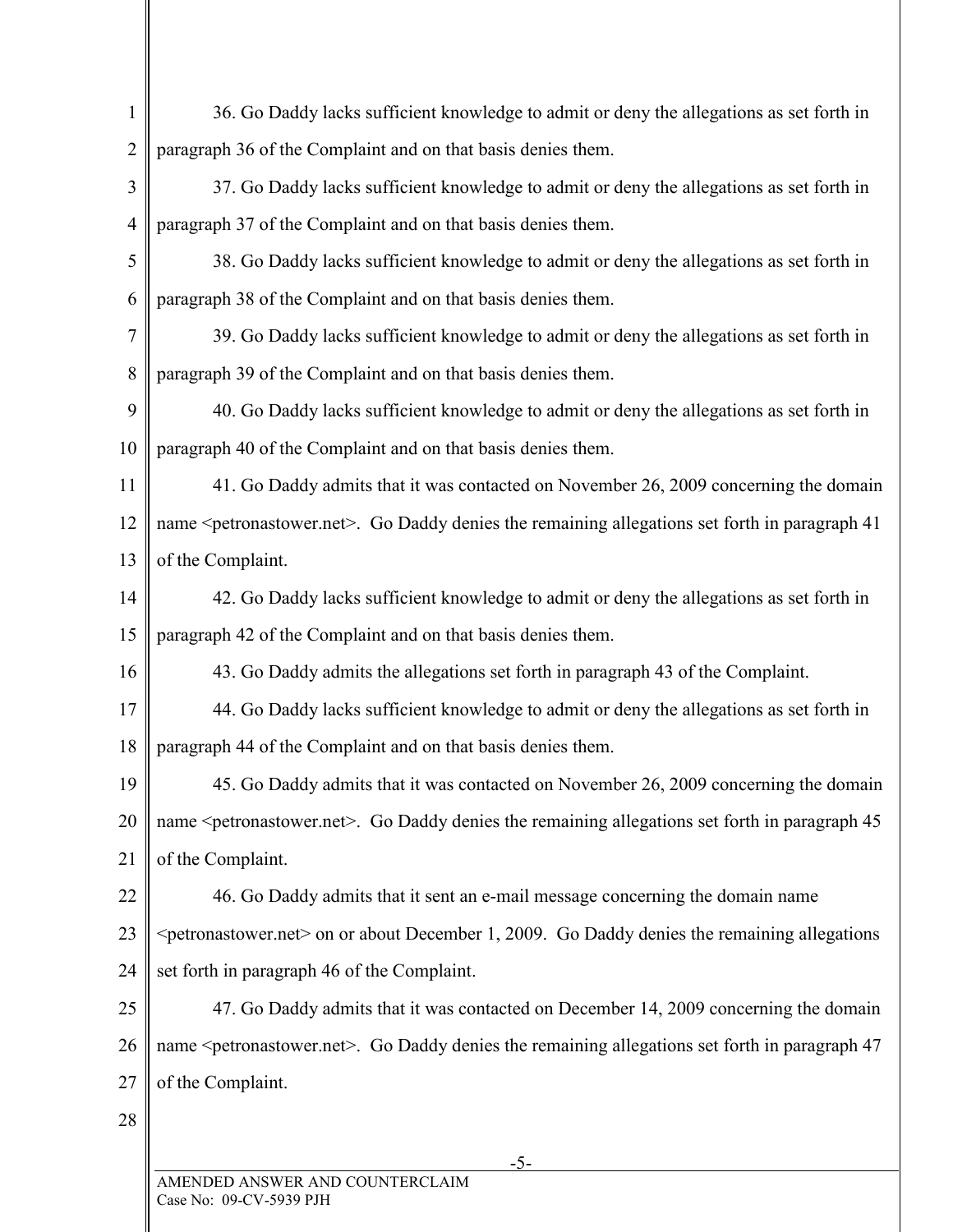36. Go Daddy lacks sufficient knowledge to admit or deny the allegations as set forth in paragraph 36 of the Complaint and on that basis denies them.

37. Go Daddy lacks sufficient knowledge to admit or deny the allegations as set forth in paragraph 37 of the Complaint and on that basis denies them.

38. Go Daddy lacks sufficient knowledge to admit or deny the allegations as set forth in paragraph 38 of the Complaint and on that basis denies them.

39. Go Daddy lacks sufficient knowledge to admit or deny the allegations as set forth in paragraph 39 of the Complaint and on that basis denies them.

40. Go Daddy lacks sufficient knowledge to admit or deny the allegations as set forth in paragraph 40 of the Complaint and on that basis denies them.

41. Go Daddy admits that it was contacted on November 26, 2009 concerning the domain name <petronastower.net>. Go Daddy denies the remaining allegations set forth in paragraph 41 of the Complaint.

42. Go Daddy lacks sufficient knowledge to admit or deny the allegations as set forth in paragraph 42 of the Complaint and on that basis denies them.

43. Go Daddy admits the allegations set forth in paragraph 43 of the Complaint.

44. Go Daddy lacks sufficient knowledge to admit or deny the allegations as set forth in paragraph 44 of the Complaint and on that basis denies them.

45. Go Daddy admits that it was contacted on November 26, 2009 concerning the domain name <petronastower.net>. Go Daddy denies the remaining allegations set forth in paragraph 45 of the Complaint.

46. Go Daddy admits that it sent an e-mail message concerning the domain name <petronastower.net> on or about December 1, 2009. Go Daddy denies the remaining allegations set forth in paragraph 46 of the Complaint.

47. Go Daddy admits that it was contacted on December 14, 2009 concerning the domain name <petronastower.net>. Go Daddy denies the remaining allegations set forth in paragraph 47 of the Complaint.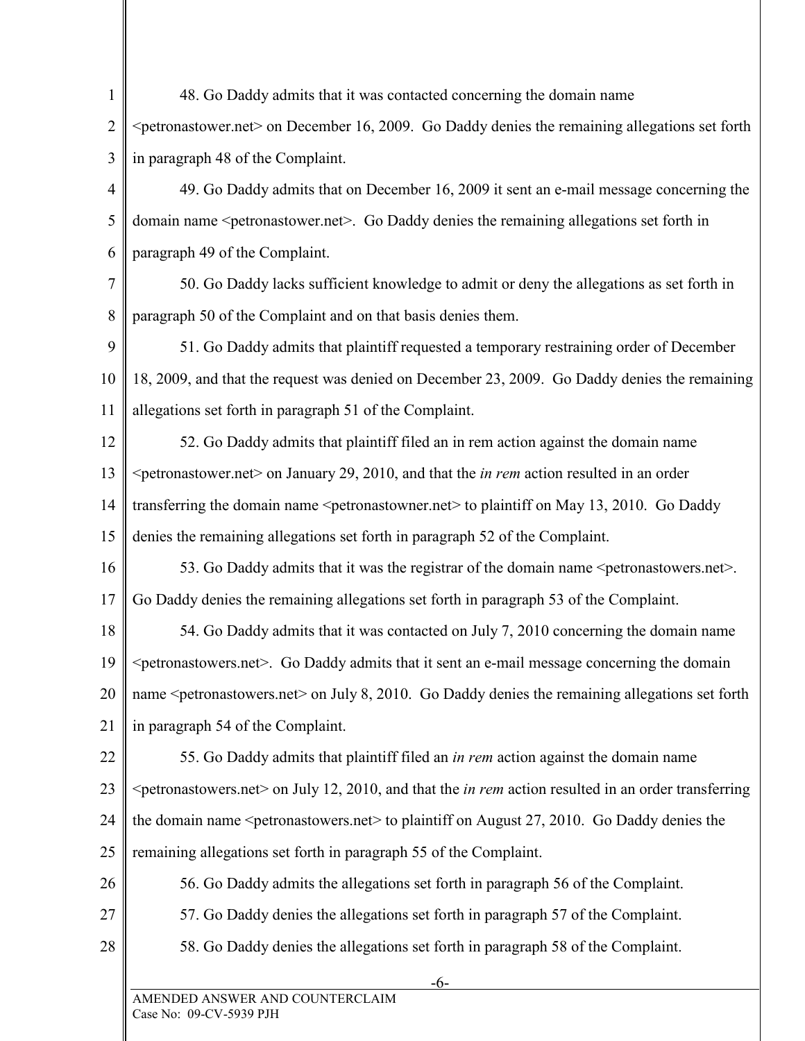48. Go Daddy admits that it was contacted concerning the domain name <petronastower.net> on December 16, 2009. Go Daddy denies the remaining allegations set forth in paragraph 48 of the Complaint.

49. Go Daddy admits that on December 16, 2009 it sent an e-mail message concerning the domain name <petronastower.net>. Go Daddy denies the remaining allegations set forth in paragraph 49 of the Complaint.

50. Go Daddy lacks sufficient knowledge to admit or deny the allegations as set forth in paragraph 50 of the Complaint and on that basis denies them.

51. Go Daddy admits that plaintiff requested a temporary restraining order of December 18, 2009, and that the request was denied on December 23, 2009. Go Daddy denies the remaining allegations set forth in paragraph 51 of the Complaint.

52. Go Daddy admits that plaintiff filed an in rem action against the domain name <petronastower.net> on January 29, 2010, and that the *in rem* action resulted in an order transferring the domain name <petronastowner.net> to plaintiff on May 13, 2010. Go Daddy denies the remaining allegations set forth in paragraph 52 of the Complaint.

53. Go Daddy admits that it was the registrar of the domain name <petronastowers.net>. Go Daddy denies the remaining allegations set forth in paragraph 53 of the Complaint.

54. Go Daddy admits that it was contacted on July 7, 2010 concerning the domain name <petronastowers.net>. Go Daddy admits that it sent an e-mail message concerning the domain name <petronastowers.net> on July 8, 2010. Go Daddy denies the remaining allegations set forth in paragraph 54 of the Complaint.

55. Go Daddy admits that plaintiff filed an *in rem* action against the domain name <petronastowers.net> on July 12, 2010, and that the *in rem* action resulted in an order transferring the domain name <petronastowers.net> to plaintiff on August 27, 2010. Go Daddy denies the remaining allegations set forth in paragraph 55 of the Complaint.

56. Go Daddy admits the allegations set forth in paragraph 56 of the Complaint.

57. Go Daddy denies the allegations set forth in paragraph 57 of the Complaint.

58. Go Daddy denies the allegations set forth in paragraph 58 of the Complaint.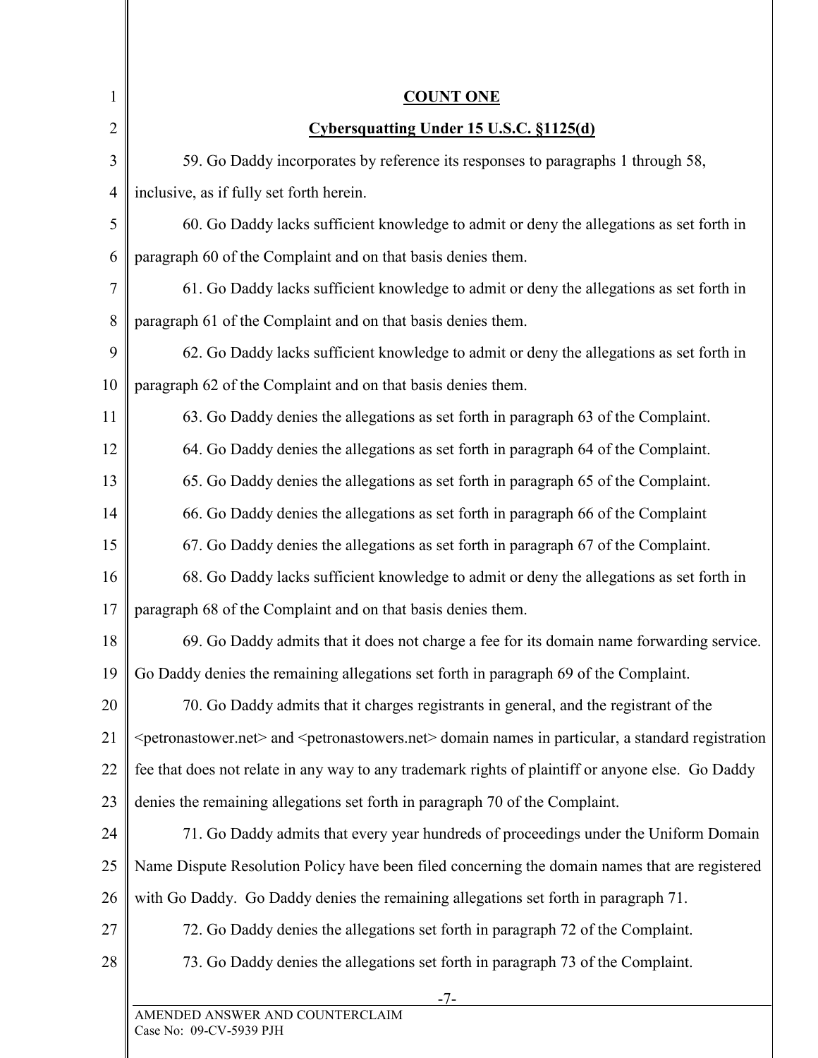**COUNT ONE**

**Cybersquatting Under 15 U.S.C. §1125(d)**

59. Go Daddy incorporates by reference its responses to paragraphs 1 through 58, inclusive, as if fully set forth herein.

60. Go Daddy lacks sufficient knowledge to admit or deny the allegations as set forth in paragraph 60 of the Complaint and on that basis denies them.

61. Go Daddy lacks sufficient knowledge to admit or deny the allegations as set forth in paragraph 61 of the Complaint and on that basis denies them.

62. Go Daddy lacks sufficient knowledge to admit or deny the allegations as set forth in paragraph 62 of the Complaint and on that basis denies them.

63. Go Daddy denies the allegations as set forth in paragraph 63 of the Complaint.

64. Go Daddy denies the allegations as set forth in paragraph 64 of the Complaint.

65. Go Daddy denies the allegations as set forth in paragraph 65 of the Complaint.

66. Go Daddy denies the allegations as set forth in paragraph 66 of the Complaint

67. Go Daddy denies the allegations as set forth in paragraph 67 of the Complaint.

68. Go Daddy lacks sufficient knowledge to admit or deny the allegations as set forth in paragraph 68 of the Complaint and on that basis denies them.

69. Go Daddy admits that it does not charge a fee for its domain name forwarding service. Go Daddy denies the remaining allegations set forth in paragraph 69 of the Complaint.

70. Go Daddy admits that it charges registrants in general, and the registrant of the <petronastower.net> and <petronastowers.net> domain names in particular, a standard registration fee that does not relate in any way to any trademark rights of plaintiff or anyone else. Go Daddy denies the remaining allegations set forth in paragraph 70 of the Complaint.

71. Go Daddy admits that every year hundreds of proceedings under the Uniform Domain Name Dispute Resolution Policy have been filed concerning the domain names that are registered with Go Daddy. Go Daddy denies the remaining allegations set forth in paragraph 71.

72. Go Daddy denies the allegations set forth in paragraph 72 of the Complaint.

73. Go Daddy denies the allegations set forth in paragraph 73 of the Complaint.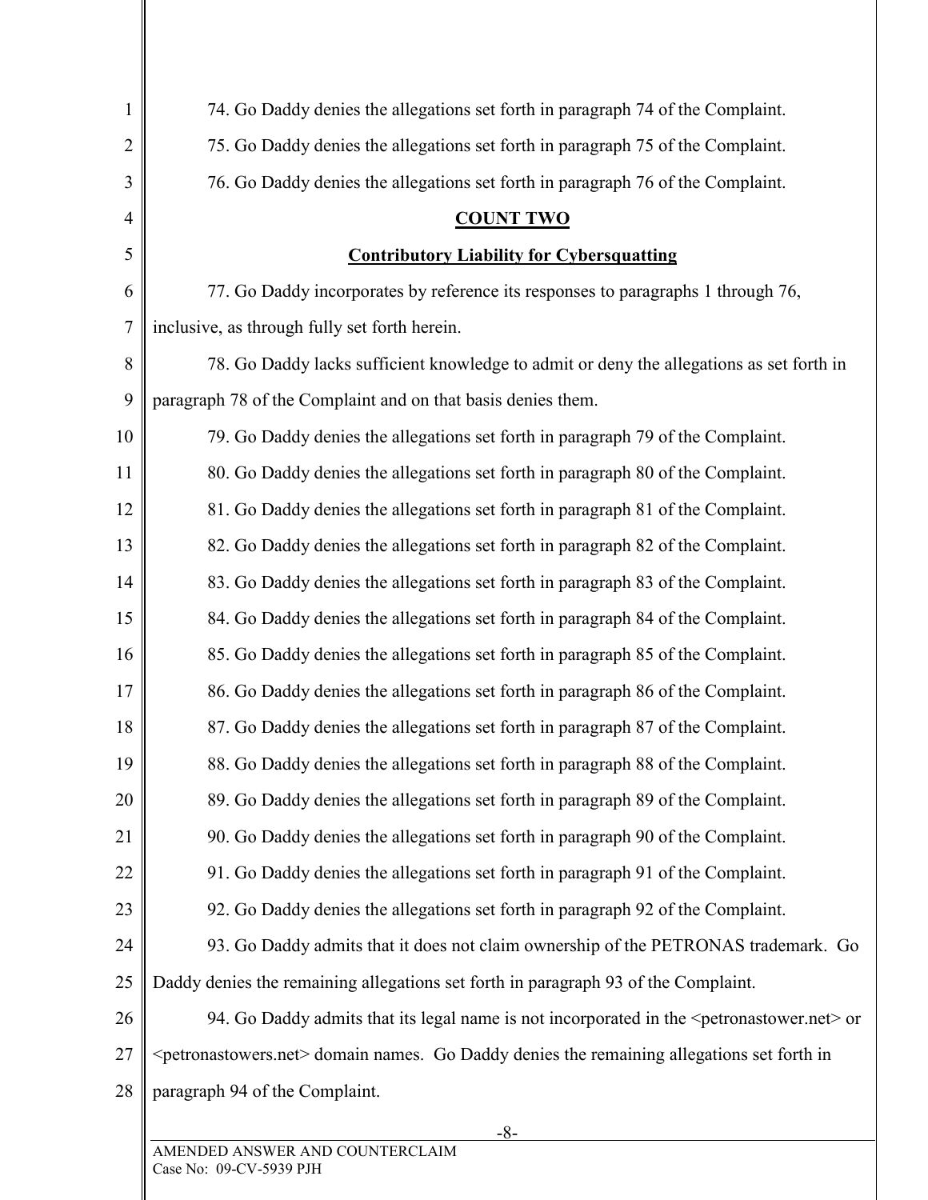74. Go Daddy denies the allegations set forth in paragraph 74 of the Complaint.

75. Go Daddy denies the allegations set forth in paragraph 75 of the Complaint.

76. Go Daddy denies the allegations set forth in paragraph 76 of the Complaint.

**COUNT TWO**

**Contributory Liability for Cybersquatting**

77. Go Daddy incorporates by reference its responses to paragraphs 1 through 76, inclusive, as through fully set forth herein.

78. Go Daddy lacks sufficient knowledge to admit or deny the allegations as set forth in paragraph 78 of the Complaint and on that basis denies them.

79. Go Daddy denies the allegations set forth in paragraph 79 of the Complaint.

80. Go Daddy denies the allegations set forth in paragraph 80 of the Complaint.

81. Go Daddy denies the allegations set forth in paragraph 81 of the Complaint.

82. Go Daddy denies the allegations set forth in paragraph 82 of the Complaint.

83. Go Daddy denies the allegations set forth in paragraph 83 of the Complaint.

84. Go Daddy denies the allegations set forth in paragraph 84 of the Complaint.

85. Go Daddy denies the allegations set forth in paragraph 85 of the Complaint.

86. Go Daddy denies the allegations set forth in paragraph 86 of the Complaint.

87. Go Daddy denies the allegations set forth in paragraph 87 of the Complaint.

88. Go Daddy denies the allegations set forth in paragraph 88 of the Complaint.

89. Go Daddy denies the allegations set forth in paragraph 89 of the Complaint.

90. Go Daddy denies the allegations set forth in paragraph 90 of the Complaint.

91. Go Daddy denies the allegations set forth in paragraph 91 of the Complaint.

92. Go Daddy denies the allegations set forth in paragraph 92 of the Complaint.

93. Go Daddy admits that it does not claim ownership of the PETRONAS trademark. Go Daddy denies the remaining allegations set forth in paragraph 93 of the Complaint.

94. Go Daddy admits that its legal name is not incorporated in the <petronastower.net> or <petronastowers.net> domain names. Go Daddy denies the remaining allegations set forth in paragraph 94 of the Complaint.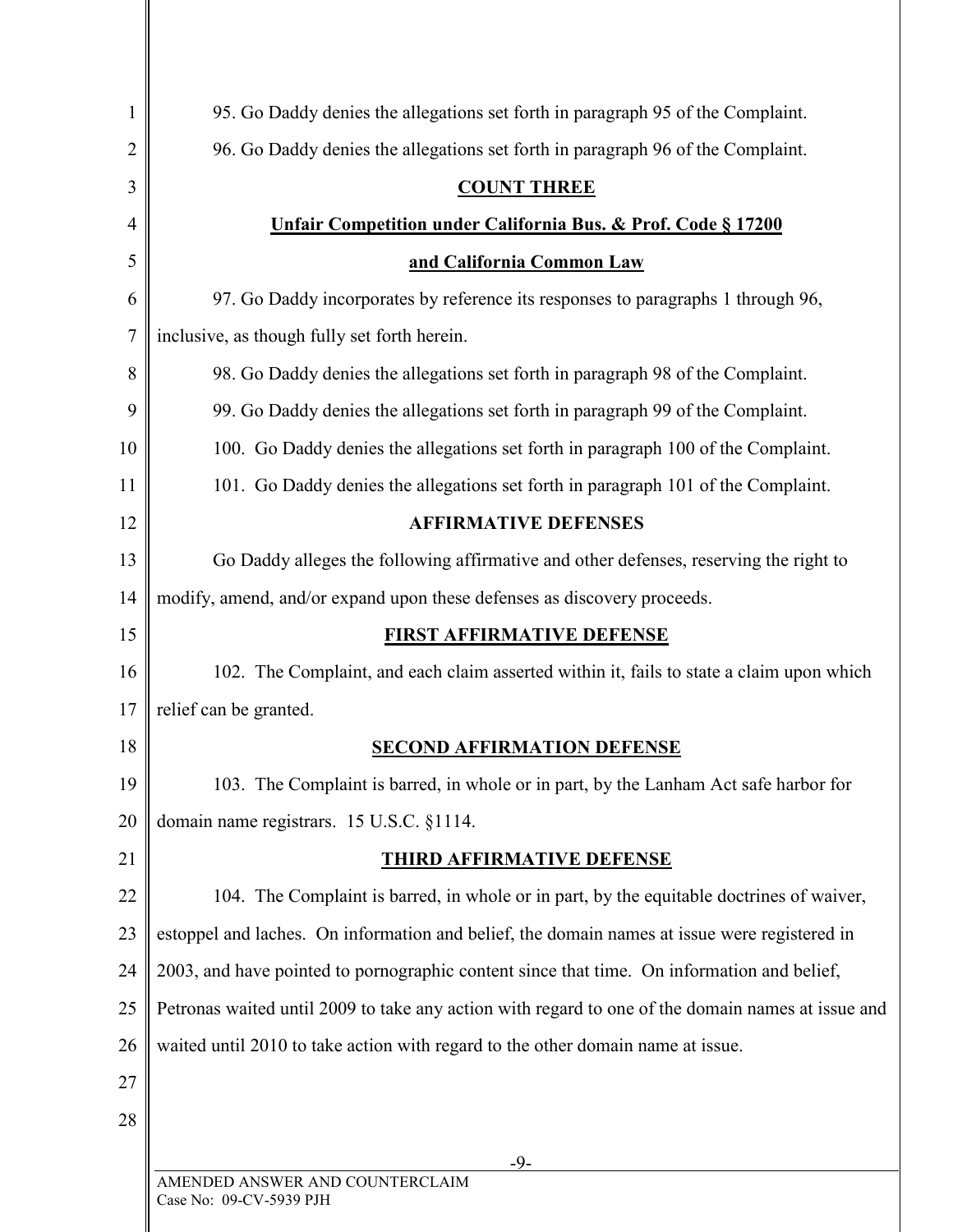95. Go Daddy denies the allegations set forth in paragraph 95 of the Complaint.

96. Go Daddy denies the allegations set forth in paragraph 96 of the Complaint.

**COUNT THREE**

**Unfair Competition under California Bus. & Prof. Code § 17200**

**and California Common Law**

97. Go Daddy incorporates by reference its responses to paragraphs 1 through 96, inclusive, as though fully set forth herein.

98. Go Daddy denies the allegations set forth in paragraph 98 of the Complaint.

99. Go Daddy denies the allegations set forth in paragraph 99 of the Complaint.

100. Go Daddy denies the allegations set forth in paragraph 100 of the Complaint.

101. Go Daddy denies the allegations set forth in paragraph 101 of the Complaint.

**AFFIRMATIVE DEFENSES**

Go Daddy alleges the following affirmative and other defenses, reserving the right to modify, amend, and/or expand upon these defenses as discovery proceeds.

**FIRST AFFIRMATIVE DEFENSE**

102. The Complaint, and each claim asserted within it, fails to state a claim upon which relief can be granted.

**SECOND AFFIRMATION DEFENSE**

103. The Complaint is barred, in whole or in part, by the Lanham Act safe harbor for domain name registrars. 15 U.S.C. §1114.

**THIRD AFFIRMATIVE DEFENSE**

104. The Complaint is barred, in whole or in part, by the equitable doctrines of waiver, estoppel and laches. On information and belief, the domain names at issue were registered in 2003, and have pointed to pornographic content since that time. On information and belief, Petronas waited until 2009 to take any action with regard to one of the domain names at issue and waited until 2010 to take action with regard to the other domain name at issue.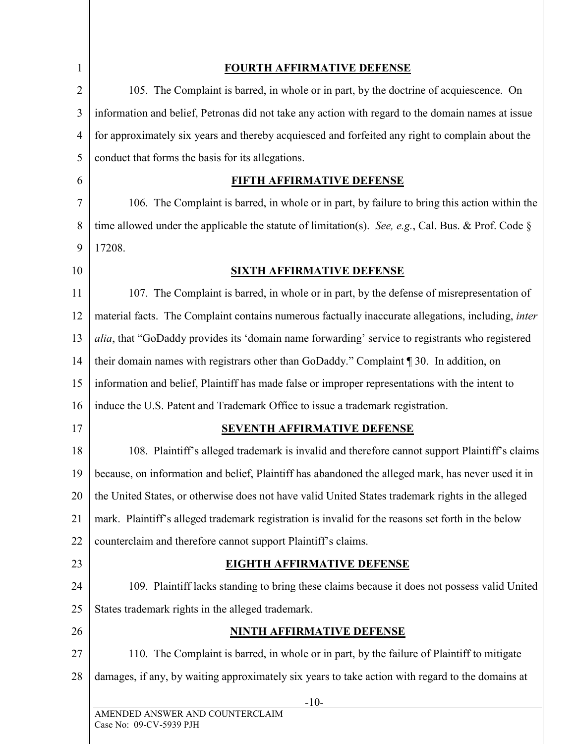**FOURTH AFFIRMATIVE DEFENSE**

105. The Complaint is barred, in whole or in part, by the doctrine of acquiescence. On information and belief, Petronas did not take any action with regard to the domain names at issue for approximately six years and thereby acquiesced and forfeited any right to complain about the conduct that forms the basis for its allegations.

**FIFTH AFFIRMATIVE DEFENSE**

106. The Complaint is barred, in whole or in part, by failure to bring this action within the time allowed under the applicable the statute of limitation(s). *See, e.g.*, Cal. Bus. & Prof. Code § 17208.

**SIXTH AFFIRMATIVE DEFENSE**

107. The Complaint is barred, in whole or in part, by the defense of misrepresentation of material facts. The Complaint contains numerous factually inaccurate allegations, including, *inter alia*, that "GoDaddy provides its 'domain name forwarding' service to registrants who registered their domain names with registrars other than GoDaddy." Complaint ¶ 30. In addition, on information and belief, Plaintiff has made false or improper representations with the intent to induce the U.S. Patent and Trademark Office to issue a trademark registration.

**SEVENTH AFFIRMATIVE DEFENSE**

108. Plaintiff's alleged trademark is invalid and therefore cannot support Plaintiff's claims because, on information and belief, Plaintiff has abandoned the alleged mark, has never used it in the United States, or otherwise does not have valid United States trademark rights in the alleged mark. Plaintiff's alleged trademark registration is invalid for the reasons set forth in the below counterclaim and therefore cannot support Plaintiff's claims.

**EIGHTH AFFIRMATIVE DEFENSE**

109. Plaintiff lacks standing to bring these claims because it does not possess valid United States trademark rights in the alleged trademark.

**NINTH AFFIRMATIVE DEFENSE**

110. The Complaint is barred, in whole or in part, by the failure of Plaintiff to mitigate damages, if any, by waiting approximately six years to take action with regard to the domains at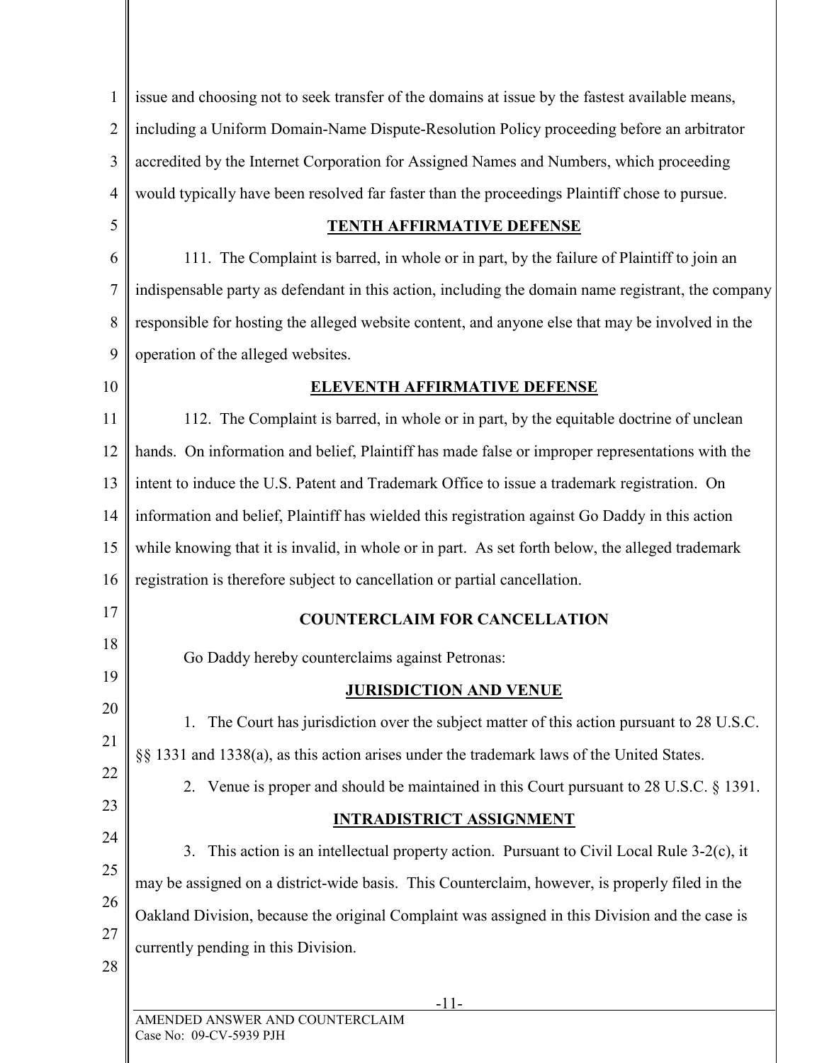issue and choosing not to seek transfer of the domains at issue by the fastest available means, including a Uniform Domain-Name Dispute-Resolution Policy proceeding before an arbitrator accredited by the Internet Corporation for Assigned Names and Numbers, which proceeding would typically have been resolved far faster than the proceedings Plaintiff chose to pursue.

## TENTH AFFIRMATIVE DEFENSE

111. The Complaint is barred, in whole or in part, by the failure of Plaintiff to join an indispensable party as defendant in this action, including the domain name registrant, the company responsible for hosting the alleged website content, and anyone else that may be involved in the operation of the alleged websites.

## ELEVENTH AFFIRMATIVE DEFENSE

112. The Complaint is barred, in whole or in part, by the equitable doctrine of unclean hands. On information and belief, Plaintiff has made false or improper representations with the intent to induce the U.S. Patent and Trademark Office to issue a trademark registration. On information and belief, Plaintiff has wielded this registration against Go Daddy in this action while knowing that it is invalid, in whole or in part. As set forth below, the alleged trademark registration is therefore subject to cancellation or partial cancellation.

## COUNTERCLAIM FOR CANCELLATION

Go Daddy hereby counterclaims against Petronas:

## JURISDICTION AND VENUE

1. The Court has jurisdiction over the subject matter of this action pursuant to 28 U.S.C. §§ 1331 and 1338(a), as this action arises under the trademark laws of the United States.

2. Venue is proper and should be maintained in this Court pursuant to 28 U.S.C. § 1391.

## INTRADISTRICT ASSIGNMENT

3. This action is an intellectual property action. Pursuant to Civil Local Rule 3-2(c), it may be assigned on a district-wide basis. This Counterclaim, however, is properly filed in the Oakland Division, because the original Complaint was assigned in this Division and the case is currently pending in this Division.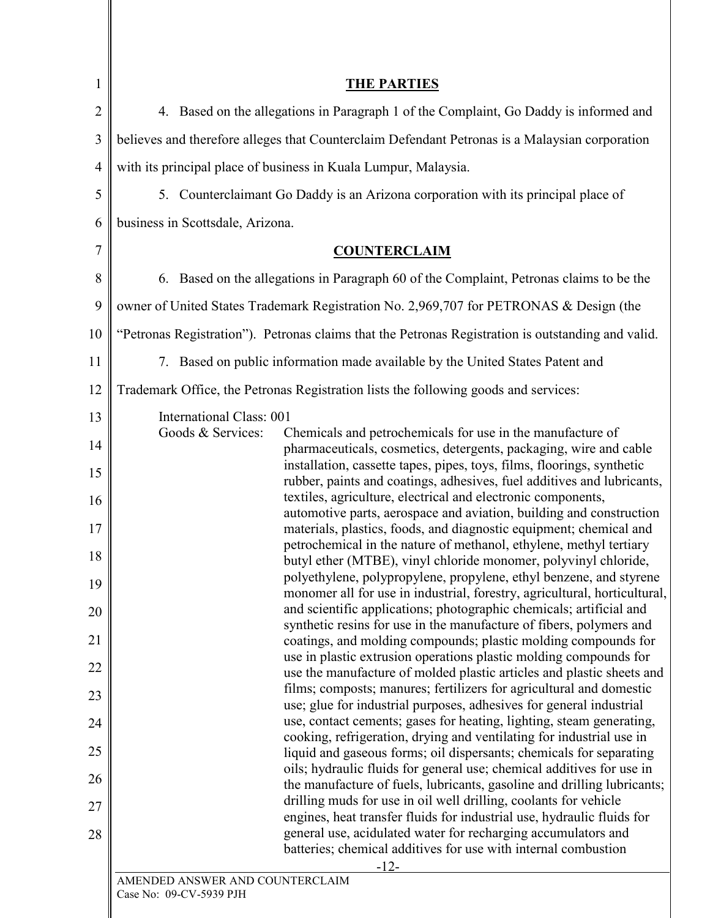## THE PARTIES

4. Based on the allegations in Paragraph 1 of the Complaint, Go Daddy is informed and believes and therefore alleges that Counterclaim Defendant Petronas is a Malaysian corporation with its principal place of business in Kuala Lumpur, Malaysia.

5. Counterclaimant Go Daddy is an Arizona corporation with its principal place of business in Scottsdale, Arizona.

## COUNTERCLAIM

6. Based on the allegations in Paragraph 60 of the Complaint, Petronas claims to be the owner of United States Trademark Registration No. 2,969,707 for PETRONAS & Design (the "Petronas Registration"). Petronas claims that the Petronas Registration is outstanding and valid.

7. Based on public information made available by the United States Patent and Trademark Office, the Petronas Registration lists the following goods and services:

International Class: 001

Goods & Services: Chemicals and petrochemicals for use in the manufacture of pharmaceuticals, cosmetics, detergents, packaging, wire and cable installation, cassette tapes, pipes, toys, films, floorings, synthetic rubber, paints and coatings, adhesives, fuel additives and lubricants, textiles, agriculture, electrical and electronic components, automotive parts, aerospace and aviation, building and construction materials, plastics, foods, and diagnostic equipment; chemical and petrochemical in the nature of methanol, ethylene, methyl tertiary butyl ether (MTBE), vinyl chloride monomer, polyvinyl chloride, polyethylene, polypropylene, propylene, ethyl benzene, and styrene monomer all for use in industrial, forestry, agricultural, horticultural, and scientific applications; photographic chemicals; artificial and synthetic resins for use in the manufacture of fibers, polymers and coatings, and molding compounds; plastic molding compounds for use in plastic extrusion operations plastic molding compounds for use the manufacture of molded plastic articles and plastic sheets and films; composts; manures; fertilizers for agricultural and domestic use; glue for industrial purposes, adhesives for general industrial use, contact cements; gases for heating, lighting, steam generating, cooking, refrigeration, drying and ventilating for industrial use in liquid and gaseous forms; oil dispersants; chemicals for separating oils; hydraulic fluids for general use; chemical additives for use in the manufacture of fuels, lubricants, gasoline and drilling lubricants; drilling muds for use in oil well drilling, coolants for vehicle engines, heat transfer fluids for industrial use, hydraulic fluids for general use, acidulated water for recharging accumulators and batteries; chemical additives for use with internal combustion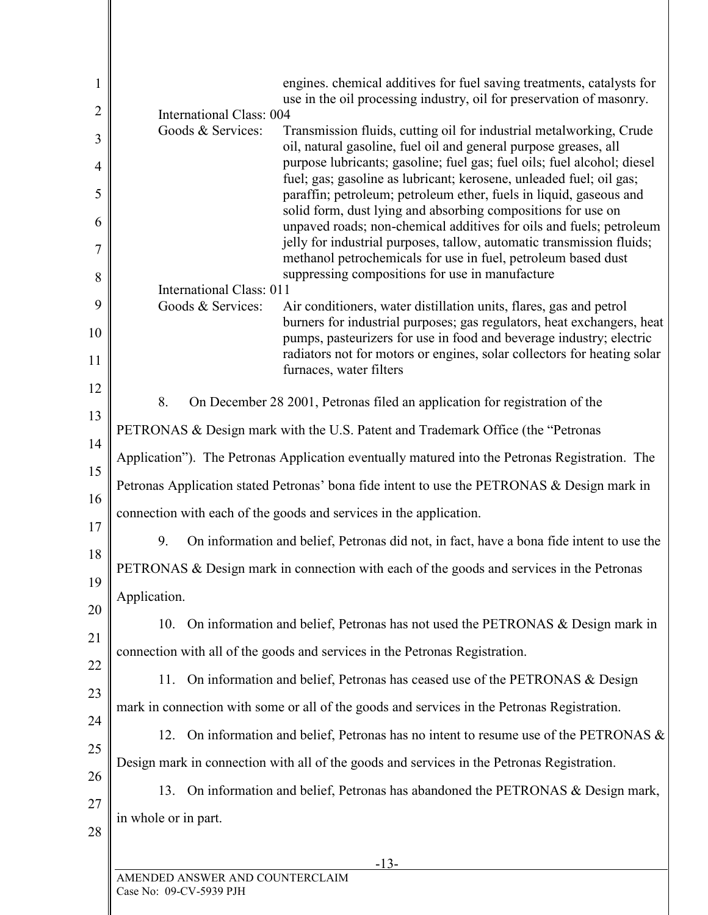engines. chemical additives for fuel saving treatments, catalysts for use in the oil processing industry, oil for preservation of masonry.

International Class: 004

Goods & Services: Transmission fluids, cutting oil for industrial metalworking, Crude oil, natural gasoline, fuel oil and general purpose greases, all purpose lubricants; gasoline; fuel gas; fuel oils; fuel alcohol; diesel fuel; gas; gasoline as lubricant; kerosene, unleaded fuel; oil gas; paraffin; petroleum; petroleum ether, fuels in liquid, gaseous and solid form, dust lying and absorbing compositions for use on unpaved roads; non-chemical additives for oils and fuels; petroleum jelly for industrial purposes, tallow, automatic transmission fluids; methanol petrochemicals for use in fuel, petroleum based dust suppressing compositions for use in manufacture

International Class: 011

Goods & Services: Air conditioners, water distillation units, flares, gas and petrol burners for industrial purposes; gas regulators, heat exchangers, heat pumps, pasteurizers for use in food and beverage industry; electric radiators not for motors or engines, solar collectors for heating solar furnaces, water filters

8. On December 28 2001, Petronas filed an application for registration of the PETRONAS & Design mark with the U.S. Patent and Trademark Office (the "Petronas Application"). The Petronas Application eventually matured into the Petronas Registration. The Petronas Application stated Petronas' bona fide intent to use the PETRONAS & Design mark in connection with each of the goods and services in the application.

9. On information and belief, Petronas did not, in fact, have a bona fide intent to use the PETRONAS & Design mark in connection with each of the goods and services in the Petronas Application.

10. On information and belief, Petronas has not used the PETRONAS & Design mark in connection with all of the goods and services in the Petronas Registration.

11. On information and belief, Petronas has ceased use of the PETRONAS & Design mark in connection with some or all of the goods and services in the Petronas Registration.

12. On information and belief, Petronas has no intent to resume use of the PETRONAS & Design mark in connection with all of the goods and services in the Petronas Registration.

13. On information and belief, Petronas has abandoned the PETRONAS & Design mark, in whole or in part.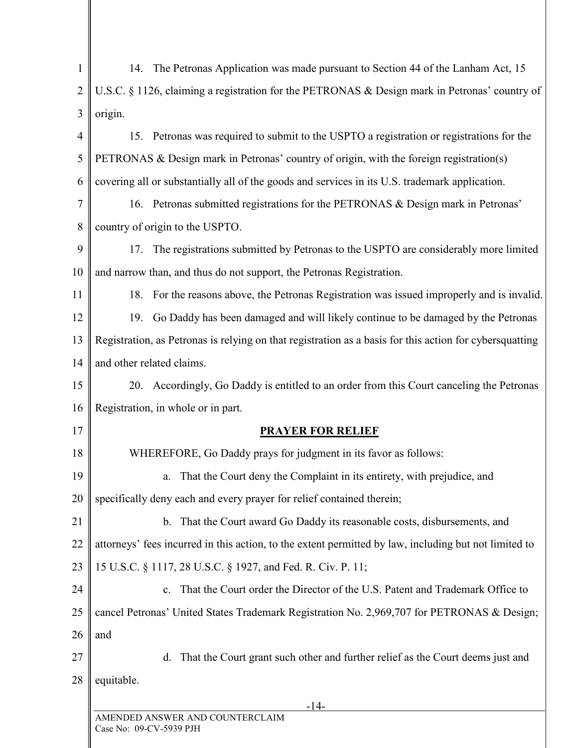14. The Petronas Application was made pursuant to Section 44 of the Lanham Act, 15 U.S.C. § 1126, claiming a registration for the PETRONAS & Design mark in Petronas' country of origin.

15. Petronas was required to submit to the USPTO a registration or registrations for the PETRONAS & Design mark in Petronas' country of origin, with the foreign registration(s) covering all or substantially all of the goods and services in its U.S. trademark application.

16. Petronas submitted registrations for the PETRONAS & Design mark in Petronas' country of origin to the USPTO.

17. The registrations submitted by Petronas to the USPTO are considerably more limited and narrow than, and thus do not support, the Petronas Registration.

18. For the reasons above, the Petronas Registration was issued improperly and is invalid.

19. Go Daddy has been damaged and will likely continue to be damaged by the Petronas Registration, as Petronas is relying on that registration as a basis for this action for cybersquatting and other related claims.

20. Accordingly, Go Daddy is entitled to an order from this Court canceling the Petronas Registration, in whole or in part.

## PRAYER FOR RELIEF

WHEREFORE, Go Daddy prays for judgment in its favor as follows:

a. That the Court deny the Complaint in its entirety, with prejudice, and specifically deny each and every prayer for relief contained therein;

b. That the Court award Go Daddy its reasonable costs, disbursements, and attorneys' fees incurred in this action, to the extent permitted by law, including but not limited to 15 U.S.C. § 1117, 28 U.S.C. § 1927, and Fed. R. Civ. P. 11;

c. That the Court order the Director of the U.S. Patent and Trademark Office to cancel Petronas' United States Trademark Registration No. 2,969,707 for PETRONAS & Design; and

d. That the Court grant such other and further relief as the Court deems just and equitable.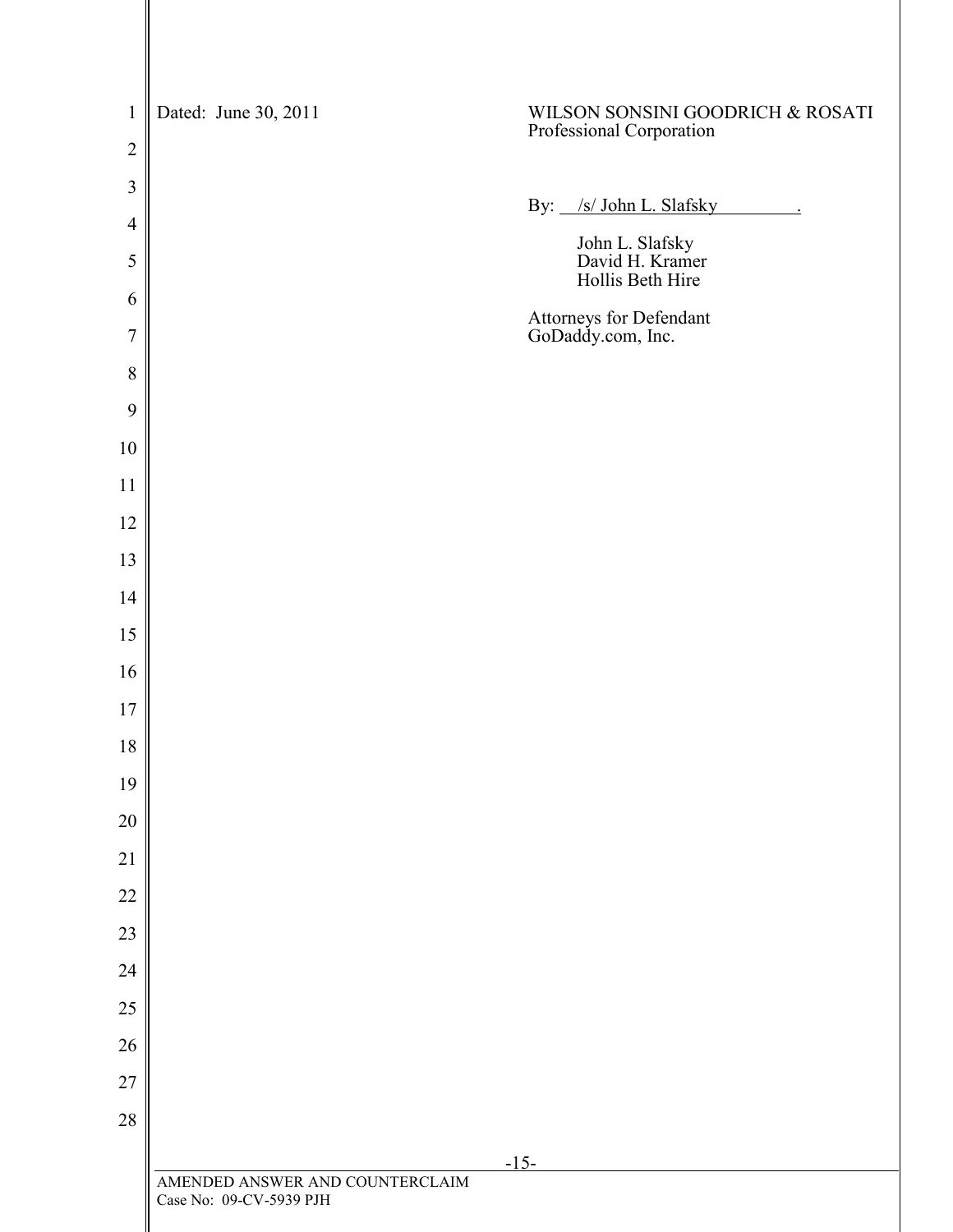Dated: June 30, 2011

WILSON SONSINI GOODRICH & ROSATI
Professional Corporation

By: /s/ John L. Slafsky .

John L. Slafsky
David H. Kramer
Hollis Beth Hire

Attorneys for Defendant
GoDaddy.com, Inc.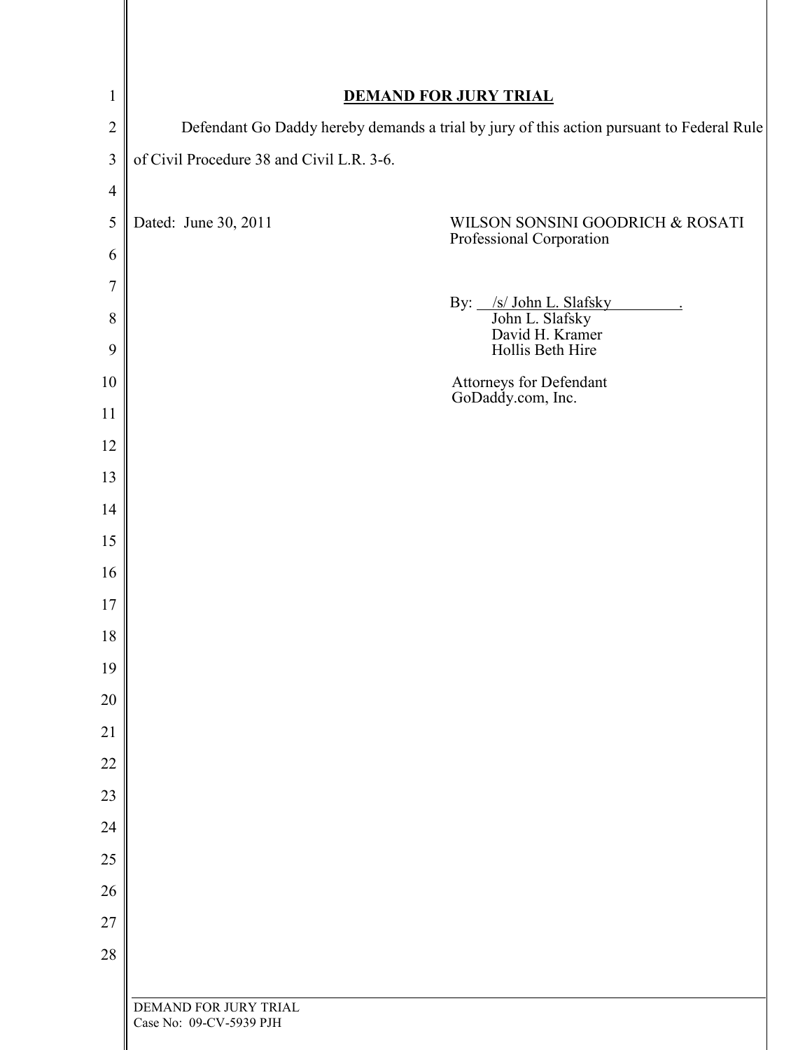**DEMAND FOR JURY TRIAL**

Defendant Go Daddy hereby demands a trial by jury of this action pursuant to Federal Rule of Civil Procedure 38 and Civil L.R. 3-6.

Dated: June 30, 2011

WILSON SONSINI GOODRICH & ROSATI
Professional Corporation

By: /s/ John L. Slafsky .
John L. Slafsky
David H. Kramer
Hollis Beth Hire

Attorneys for Defendant
GoDaddy.com, Inc.